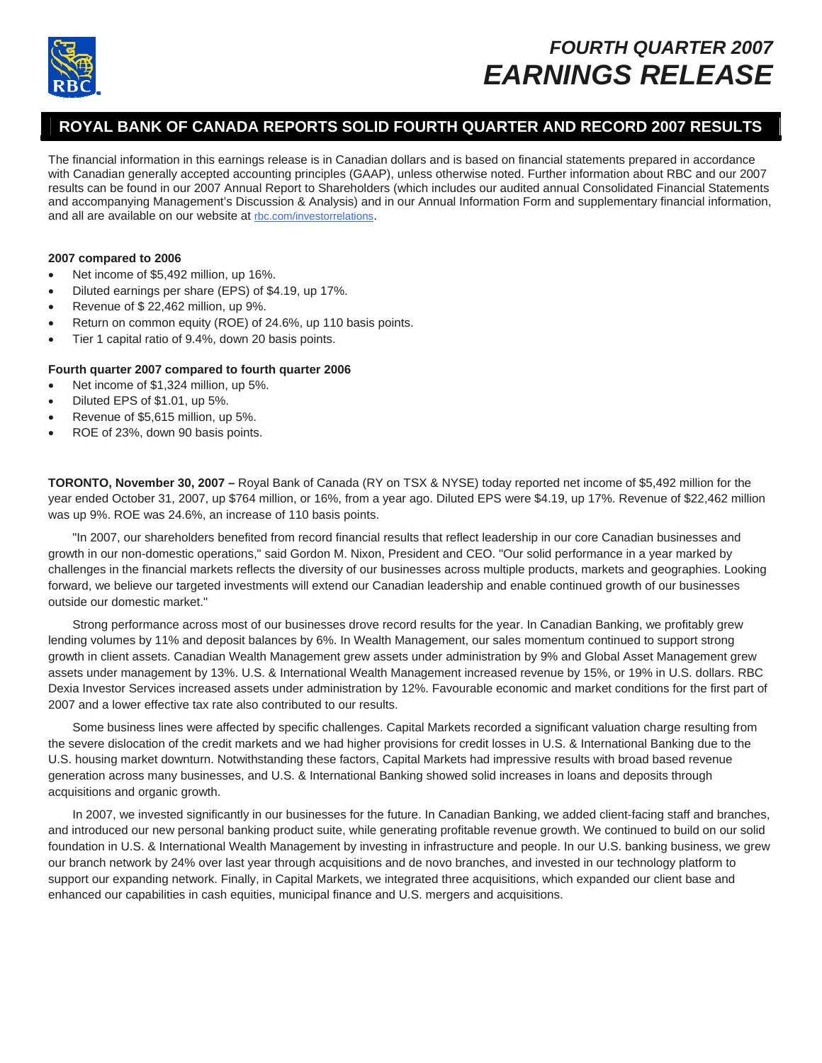# FOURTH QUARTER 2007 EARNINGS RELEASE

## ROYAL BANK OF CANADA REPORTS SOLID FOURTH QUARTER AND RECORD 2007 RESULTS

The financial information in this earnings release is in Canadian dollars and is based on financial statements prepared in accordance with Canadian generally accepted accounting principles (GAAP), unless otherwise noted. Further information about RBC and our 2007 results can be found in our 2007 Annual Report to Shareholders (which includes our audited annual Consolidated Financial Statements and accompanying Management's Discussion & Analysis) and in our Annual Information Form and supplementary financial information, and all are available on our website at rbc.com/investorrelations.

**2007 compared to 2006**

- Net income of $5,492 million, up 16%.
- Diluted earnings per share (EPS) of $4.19, up 17%.
- Revenue of $ 22,462 million, up 9%.
- Return on common equity (ROE) of 24.6%, up 110 basis points.
- Tier 1 capital ratio of 9.4%, down 20 basis points.

**Fourth quarter 2007 compared to fourth quarter 2006**

- Net income of $1,324 million, up 5%.
- Diluted EPS of $1.01, up 5%.
- Revenue of $5,615 million, up 5%.
- ROE of 23%, down 90 basis points.

**TORONTO, November 30, 2007 –** Royal Bank of Canada (RY on TSX & NYSE) today reported net income of $5,492 million for the year ended October 31, 2007, up $764 million, or 16%, from a year ago. Diluted EPS were $4.19, up 17%. Revenue of $22,462 million was up 9%. ROE was 24.6%, an increase of 110 basis points.

"In 2007, our shareholders benefited from record financial results that reflect leadership in our core Canadian businesses and growth in our non-domestic operations," said Gordon M. Nixon, President and CEO. "Our solid performance in a year marked by challenges in the financial markets reflects the diversity of our businesses across multiple products, markets and geographies. Looking forward, we believe our targeted investments will extend our Canadian leadership and enable continued growth of our businesses outside our domestic market."

Strong performance across most of our businesses drove record results for the year. In Canadian Banking, we profitably grew lending volumes by 11% and deposit balances by 6%. In Wealth Management, our sales momentum continued to support strong growth in client assets. Canadian Wealth Management grew assets under administration by 9% and Global Asset Management grew assets under management by 13%. U.S. & International Wealth Management increased revenue by 15%, or 19% in U.S. dollars. RBC Dexia Investor Services increased assets under administration by 12%. Favourable economic and market conditions for the first part of 2007 and a lower effective tax rate also contributed to our results.

Some business lines were affected by specific challenges. Capital Markets recorded a significant valuation charge resulting from the severe dislocation of the credit markets and we had higher provisions for credit losses in U.S. & International Banking due to the U.S. housing market downturn. Notwithstanding these factors, Capital Markets had impressive results with broad based revenue generation across many businesses, and U.S. & International Banking showed solid increases in loans and deposits through acquisitions and organic growth.

In 2007, we invested significantly in our businesses for the future. In Canadian Banking, we added client-facing staff and branches, and introduced our new personal banking product suite, while generating profitable revenue growth. We continued to build on our solid foundation in U.S. & International Wealth Management by investing in infrastructure and people. In our U.S. banking business, we grew our branch network by 24% over last year through acquisitions and de novo branches, and invested in our technology platform to support our expanding network. Finally, in Capital Markets, we integrated three acquisitions, which expanded our client base and enhanced our capabilities in cash equities, municipal finance and U.S. mergers and acquisitions.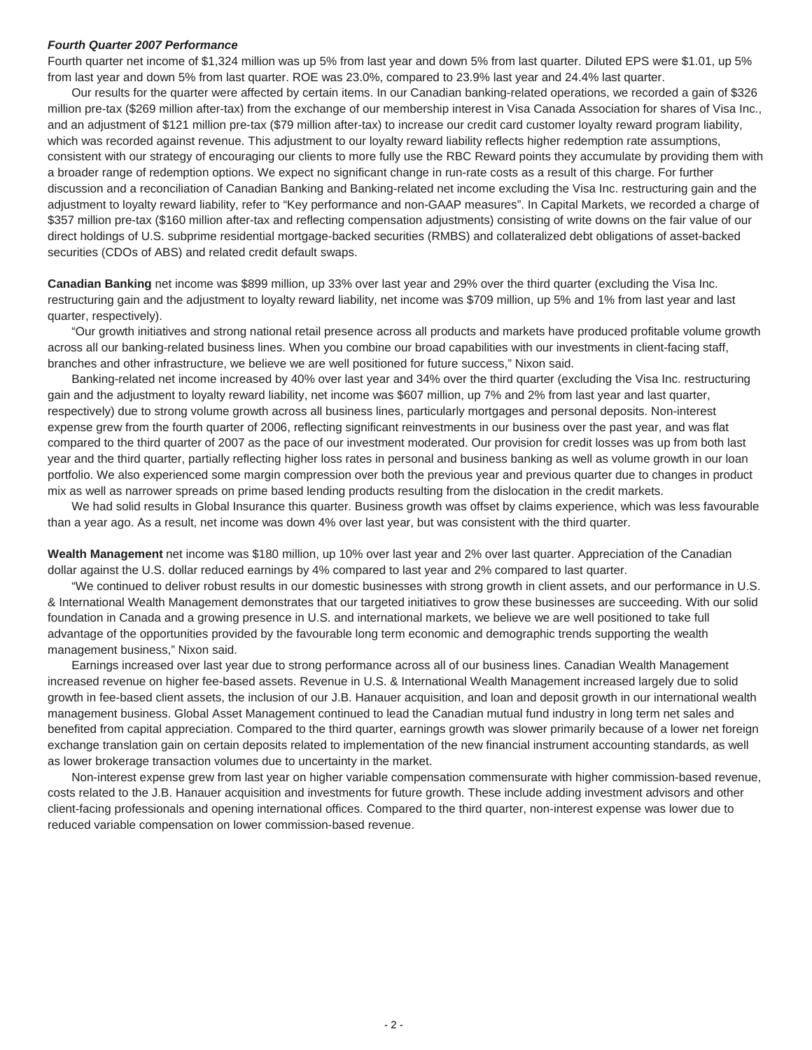***Fourth Quarter 2007 Performance***

Fourth quarter net income of $1,324 million was up 5% from last year and down 5% from last quarter. Diluted EPS were $1.01, up 5% from last year and down 5% from last quarter. ROE was 23.0%, compared to 23.9% last year and 24.4% last quarter.

Our results for the quarter were affected by certain items. In our Canadian banking-related operations, we recorded a gain of $326 million pre-tax ($269 million after-tax) from the exchange of our membership interest in Visa Canada Association for shares of Visa Inc., and an adjustment of $121 million pre-tax ($79 million after-tax) to increase our credit card customer loyalty reward program liability, which was recorded against revenue. This adjustment to our loyalty reward liability reflects higher redemption rate assumptions, consistent with our strategy of encouraging our clients to more fully use the RBC Reward points they accumulate by providing them with a broader range of redemption options. We expect no significant change in run-rate costs as a result of this charge. For further discussion and a reconciliation of Canadian Banking and Banking-related net income excluding the Visa Inc. restructuring gain and the adjustment to loyalty reward liability, refer to "Key performance and non-GAAP measures". In Capital Markets, we recorded a charge of $357 million pre-tax ($160 million after-tax and reflecting compensation adjustments) consisting of write downs on the fair value of our direct holdings of U.S. subprime residential mortgage-backed securities (RMBS) and collateralized debt obligations of asset-backed securities (CDOs of ABS) and related credit default swaps.

**Canadian Banking** net income was $899 million, up 33% over last year and 29% over the third quarter (excluding the Visa Inc. restructuring gain and the adjustment to loyalty reward liability, net income was $709 million, up 5% and 1% from last year and last quarter, respectively).

"Our growth initiatives and strong national retail presence across all products and markets have produced profitable volume growth across all our banking-related business lines. When you combine our broad capabilities with our investments in client-facing staff, branches and other infrastructure, we believe we are well positioned for future success," Nixon said.

Banking-related net income increased by 40% over last year and 34% over the third quarter (excluding the Visa Inc. restructuring gain and the adjustment to loyalty reward liability, net income was $607 million, up 7% and 2% from last year and last quarter, respectively) due to strong volume growth across all business lines, particularly mortgages and personal deposits. Non-interest expense grew from the fourth quarter of 2006, reflecting significant reinvestments in our business over the past year, and was flat compared to the third quarter of 2007 as the pace of our investment moderated. Our provision for credit losses was up from both last year and the third quarter, partially reflecting higher loss rates in personal and business banking as well as volume growth in our loan portfolio. We also experienced some margin compression over both the previous year and previous quarter due to changes in product mix as well as narrower spreads on prime based lending products resulting from the dislocation in the credit markets.

We had solid results in Global Insurance this quarter. Business growth was offset by claims experience, which was less favourable than a year ago. As a result, net income was down 4% over last year, but was consistent with the third quarter.

**Wealth Management** net income was $180 million, up 10% over last year and 2% over last quarter. Appreciation of the Canadian dollar against the U.S. dollar reduced earnings by 4% compared to last year and 2% compared to last quarter.

"We continued to deliver robust results in our domestic businesses with strong growth in client assets, and our performance in U.S. & International Wealth Management demonstrates that our targeted initiatives to grow these businesses are succeeding. With our solid foundation in Canada and a growing presence in U.S. and international markets, we believe we are well positioned to take full advantage of the opportunities provided by the favourable long term economic and demographic trends supporting the wealth management business," Nixon said.

Earnings increased over last year due to strong performance across all of our business lines. Canadian Wealth Management increased revenue on higher fee-based assets. Revenue in U.S. & International Wealth Management increased largely due to solid growth in fee-based client assets, the inclusion of our J.B. Hanauer acquisition, and loan and deposit growth in our international wealth management business. Global Asset Management continued to lead the Canadian mutual fund industry in long term net sales and benefited from capital appreciation. Compared to the third quarter, earnings growth was slower primarily because of a lower net foreign exchange translation gain on certain deposits related to implementation of the new financial instrument accounting standards, as well as lower brokerage transaction volumes due to uncertainty in the market.

Non-interest expense grew from last year on higher variable compensation commensurate with higher commission-based revenue, costs related to the J.B. Hanauer acquisition and investments for future growth. These include adding investment advisors and other client-facing professionals and opening international offices. Compared to the third quarter, non-interest expense was lower due to reduced variable compensation on lower commission-based revenue.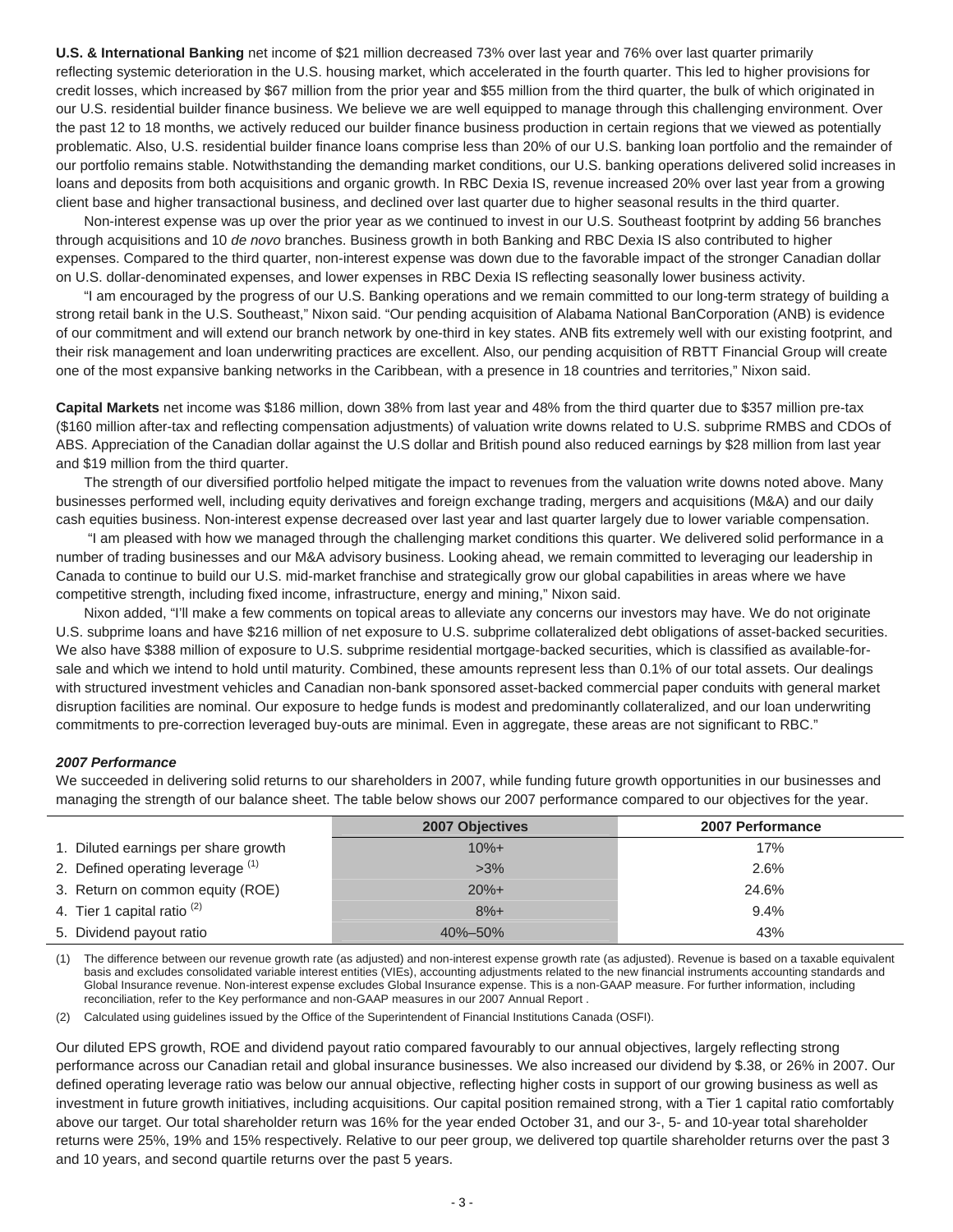**U.S. & International Banking** net income of $21 million decreased 73% over last year and 76% over last quarter primarily reflecting systemic deterioration in the U.S. housing market, which accelerated in the fourth quarter. This led to higher provisions for credit losses, which increased by $67 million from the prior year and $55 million from the third quarter, the bulk of which originated in our U.S. residential builder finance business. We believe we are well equipped to manage through this challenging environment. Over the past 12 to 18 months, we actively reduced our builder finance business production in certain regions that we viewed as potentially problematic. Also, U.S. residential builder finance loans comprise less than 20% of our U.S. banking loan portfolio and the remainder of our portfolio remains stable. Notwithstanding the demanding market conditions, our U.S. banking operations delivered solid increases in loans and deposits from both acquisitions and organic growth. In RBC Dexia IS, revenue increased 20% over last year from a growing client base and higher transactional business, and declined over last quarter due to higher seasonal results in the third quarter.

Non-interest expense was up over the prior year as we continued to invest in our U.S. Southeast footprint by adding 56 branches through acquisitions and 10 *de novo* branches. Business growth in both Banking and RBC Dexia IS also contributed to higher expenses. Compared to the third quarter, non-interest expense was down due to the favorable impact of the stronger Canadian dollar on U.S. dollar-denominated expenses, and lower expenses in RBC Dexia IS reflecting seasonally lower business activity.

"I am encouraged by the progress of our U.S. Banking operations and we remain committed to our long-term strategy of building a strong retail bank in the U.S. Southeast," Nixon said. "Our pending acquisition of Alabama National BanCorporation (ANB) is evidence of our commitment and will extend our branch network by one-third in key states. ANB fits extremely well with our existing footprint, and their risk management and loan underwriting practices are excellent. Also, our pending acquisition of RBTT Financial Group will create one of the most expansive banking networks in the Caribbean, with a presence in 18 countries and territories," Nixon said.

**Capital Markets** net income was $186 million, down 38% from last year and 48% from the third quarter due to $357 million pre-tax ($160 million after-tax and reflecting compensation adjustments) of valuation write downs related to U.S. subprime RMBS and CDOs of ABS. Appreciation of the Canadian dollar against the U.S dollar and British pound also reduced earnings by $28 million from last year and $19 million from the third quarter.

The strength of our diversified portfolio helped mitigate the impact to revenues from the valuation write downs noted above. Many businesses performed well, including equity derivatives and foreign exchange trading, mergers and acquisitions (M&A) and our daily cash equities business. Non-interest expense decreased over last year and last quarter largely due to lower variable compensation.

"I am pleased with how we managed through the challenging market conditions this quarter. We delivered solid performance in a number of trading businesses and our M&A advisory business. Looking ahead, we remain committed to leveraging our leadership in Canada to continue to build our U.S. mid-market franchise and strategically grow our global capabilities in areas where we have competitive strength, including fixed income, infrastructure, energy and mining," Nixon said.

Nixon added, "I'll make a few comments on topical areas to alleviate any concerns our investors may have. We do not originate U.S. subprime loans and have $216 million of net exposure to U.S. subprime collateralized debt obligations of asset-backed securities. We also have $388 million of exposure to U.S. subprime residential mortgage-backed securities, which is classified as available-for-sale and which we intend to hold until maturity. Combined, these amounts represent less than 0.1% of our total assets. Our dealings with structured investment vehicles and Canadian non-bank sponsored asset-backed commercial paper conduits with general market disruption facilities are nominal. Our exposure to hedge funds is modest and predominantly collateralized, and our loan underwriting commitments to pre-correction leveraged buy-outs are minimal. Even in aggregate, these areas are not significant to RBC."

***2007 Performance***

We succeeded in delivering solid returns to our shareholders in 2007, while funding future growth opportunities in our businesses and managing the strength of our balance sheet. The table below shows our 2007 performance compared to our objectives for the year.

| | 2007 Objectives | 2007 Performance |
|---|---|---|
| 1. Diluted earnings per share growth | 10%+ | 17% |
| 2. Defined operating leverage (1) | >3% | 2.6% |
| 3. Return on common equity (ROE) | 20%+ | 24.6% |
| 4. Tier 1 capital ratio (2) | 8%+ | 9.4% |
| 5. Dividend payout ratio | 40%–50% | 43% |

(1) The difference between our revenue growth rate (as adjusted) and non-interest expense growth rate (as adjusted). Revenue is based on a taxable equivalent basis and excludes consolidated variable interest entities (VIEs), accounting adjustments related to the new financial instruments accounting standards and Global Insurance revenue. Non-interest expense excludes Global Insurance expense. This is a non-GAAP measure. For further information, including reconciliation, refer to the Key performance and non-GAAP measures in our 2007 Annual Report .

(2) Calculated using guidelines issued by the Office of the Superintendent of Financial Institutions Canada (OSFI).

Our diluted EPS growth, ROE and dividend payout ratio compared favourably to our annual objectives, largely reflecting strong performance across our Canadian retail and global insurance businesses. We also increased our dividend by $.38, or 26% in 2007. Our defined operating leverage ratio was below our annual objective, reflecting higher costs in support of our growing business as well as investment in future growth initiatives, including acquisitions. Our capital position remained strong, with a Tier 1 capital ratio comfortably above our target. Our total shareholder return was 16% for the year ended October 31, and our 3-, 5- and 10-year total shareholder returns were 25%, 19% and 15% respectively. Relative to our peer group, we delivered top quartile shareholder returns over the past 3 and 10 years, and second quartile returns over the past 5 years.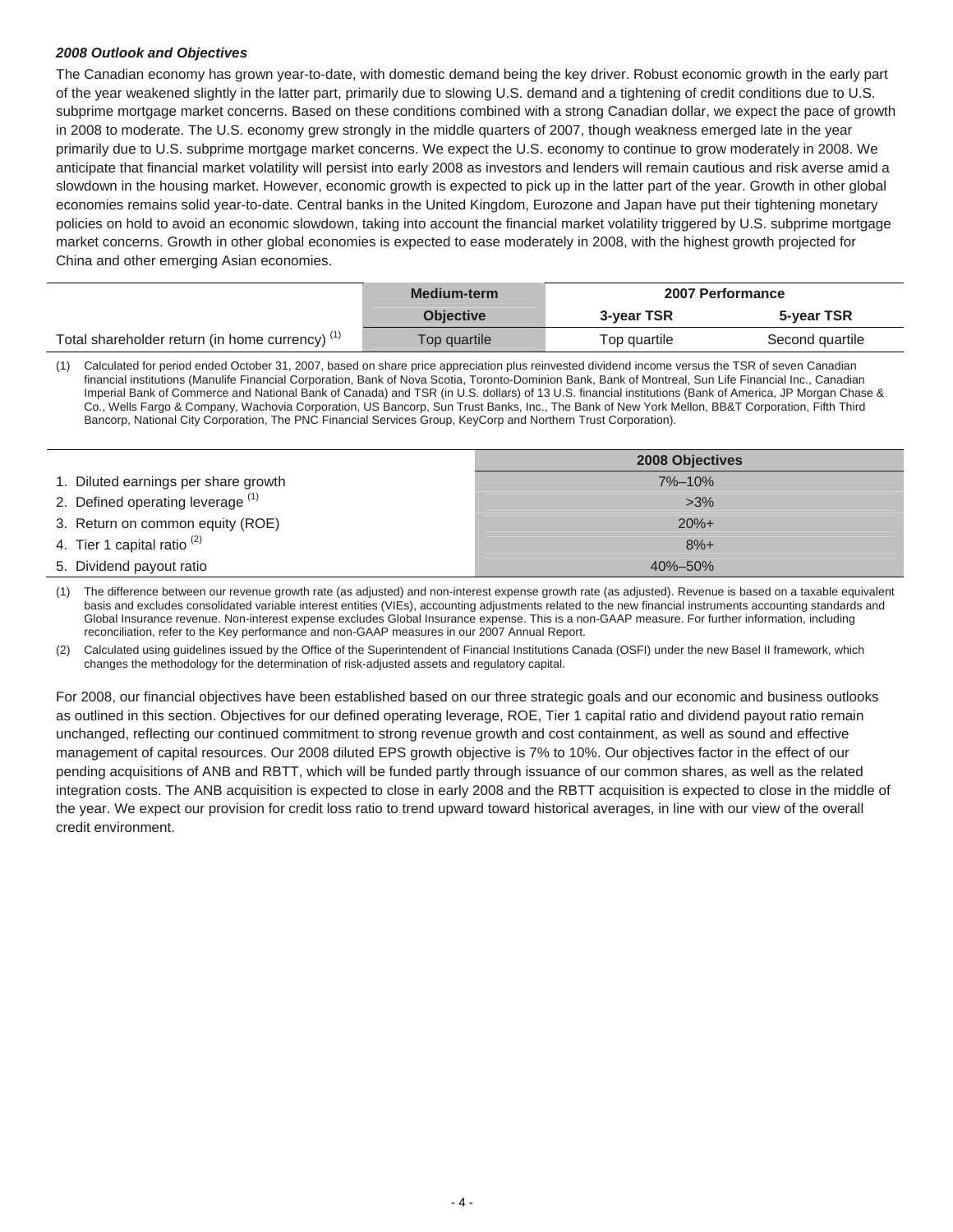***2008 Outlook and Objectives***

The Canadian economy has grown year-to-date, with domestic demand being the key driver. Robust economic growth in the early part of the year weakened slightly in the latter part, primarily due to slowing U.S. demand and a tightening of credit conditions due to U.S. subprime mortgage market concerns. Based on these conditions combined with a strong Canadian dollar, we expect the pace of growth in 2008 to moderate. The U.S. economy grew strongly in the middle quarters of 2007, though weakness emerged late in the year primarily due to U.S. subprime mortgage market concerns. We expect the U.S. economy to continue to grow moderately in 2008. We anticipate that financial market volatility will persist into early 2008 as investors and lenders will remain cautious and risk averse amid a slowdown in the housing market. However, economic growth is expected to pick up in the latter part of the year. Growth in other global economies remains solid year-to-date. Central banks in the United Kingdom, Eurozone and Japan have put their tightening monetary policies on hold to avoid an economic slowdown, taking into account the financial market volatility triggered by U.S. subprime mortgage market concerns. Growth in other global economies is expected to ease moderately in 2008, with the highest growth projected for China and other emerging Asian economies.

| | **Medium-term** | **2007 Performance** | |
|---|---|---|---|
| | **Objective** | **3-year TSR** | **5-year TSR** |
| Total shareholder return (in home currency) (1) | Top quartile | Top quartile | Second quartile |

(1) Calculated for period ended October 31, 2007, based on share price appreciation plus reinvested dividend income versus the TSR of seven Canadian financial institutions (Manulife Financial Corporation, Bank of Nova Scotia, Toronto-Dominion Bank, Bank of Montreal, Sun Life Financial Inc., Canadian Imperial Bank of Commerce and National Bank of Canada) and TSR (in U.S. dollars) of 13 U.S. financial institutions (Bank of America, JP Morgan Chase & Co., Wells Fargo & Company, Wachovia Corporation, US Bancorp, Sun Trust Banks, Inc., The Bank of New York Mellon, BB&T Corporation, Fifth Third Bancorp, National City Corporation, The PNC Financial Services Group, KeyCorp and Northern Trust Corporation).

| | **2008 Objectives** |
|---|---|
| 1. Diluted earnings per share growth | 7%–10% |
| 2. Defined operating leverage (1) | >3% |
| 3. Return on common equity (ROE) | 20%+ |
| 4. Tier 1 capital ratio (2) | 8%+ |
| 5. Dividend payout ratio | 40%–50% |

(1) The difference between our revenue growth rate (as adjusted) and non-interest expense growth rate (as adjusted). Revenue is based on a taxable equivalent basis and excludes consolidated variable interest entities (VIEs), accounting adjustments related to the new financial instruments accounting standards and Global Insurance revenue. Non-interest expense excludes Global Insurance expense. This is a non-GAAP measure. For further information, including reconciliation, refer to the Key performance and non-GAAP measures in our 2007 Annual Report.

(2) Calculated using guidelines issued by the Office of the Superintendent of Financial Institutions Canada (OSFI) under the new Basel II framework, which changes the methodology for the determination of risk-adjusted assets and regulatory capital.

For 2008, our financial objectives have been established based on our three strategic goals and our economic and business outlooks as outlined in this section. Objectives for our defined operating leverage, ROE, Tier 1 capital ratio and dividend payout ratio remain unchanged, reflecting our continued commitment to strong revenue growth and cost containment, as well as sound and effective management of capital resources. Our 2008 diluted EPS growth objective is 7% to 10%. Our objectives factor in the effect of our pending acquisitions of ANB and RBTT, which will be funded partly through issuance of our common shares, as well as the related integration costs. The ANB acquisition is expected to close in early 2008 and the RBTT acquisition is expected to close in the middle of the year. We expect our provision for credit loss ratio to trend upward toward historical averages, in line with our view of the overall credit environment.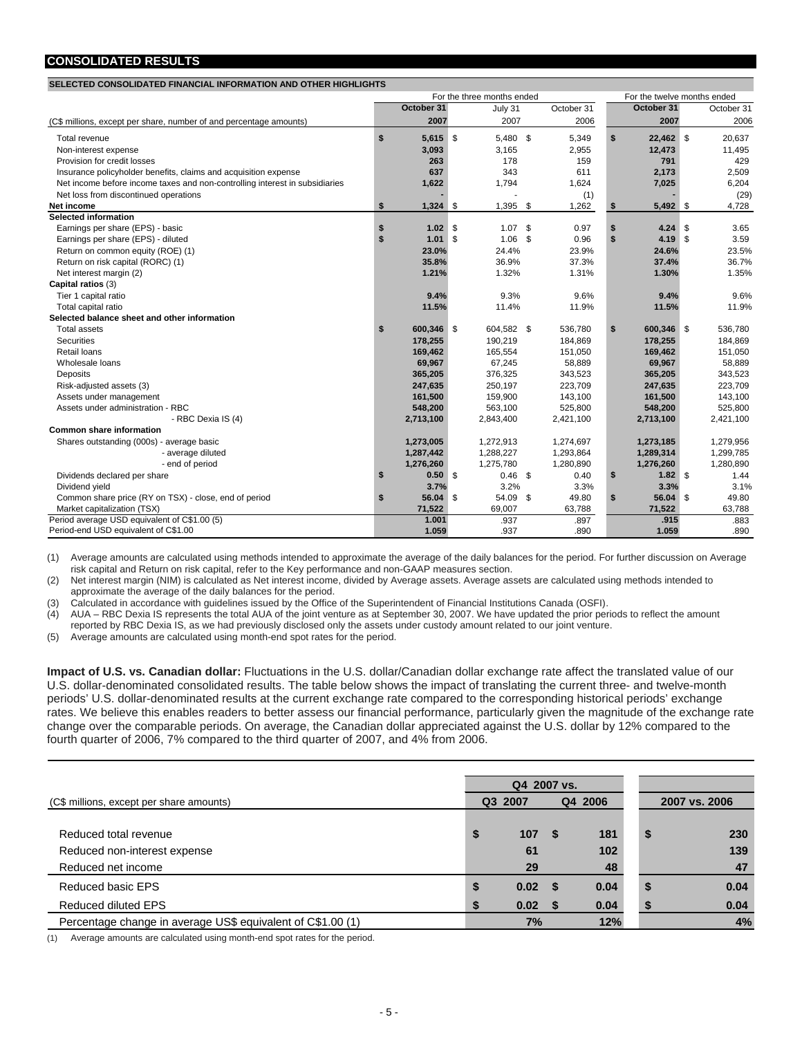## CONSOLIDATED RESULTS

### SELECTED CONSOLIDATED FINANCIAL INFORMATION AND OTHER HIGHLIGHTS

| (C$ millions, except per share, number of and percentage amounts) | For the three months ended October 31 2007 | July 31 2007 | October 31 2006 | For the twelve months ended October 31 2007 | October 31 2006 |
|---|---|---|---|---|---|
| Total revenue | $ 5,615 | $ 5,480 | $ 5,349 | $ 22,462 | $ 20,637 |
| Non-interest expense | 3,093 | 3,165 | 2,955 | 12,473 | 11,495 |
| Provision for credit losses | 263 | 178 | 159 | 791 | 429 |
| Insurance policyholder benefits, claims and acquisition expense | 637 | 343 | 611 | 2,173 | 2,509 |
| Net income before income taxes and non-controlling interest in subsidiaries | 1,622 | 1,794 | 1,624 | 7,025 | 6,204 |
| Net loss from discontinued operations | - | - | (1) | - | (29) |
| **Net income** | $ 1,324 | $ 1,395 | $ 1,262 | $ 5,492 | $ 4,728 |
| **Selected information** | | | | | |
| Earnings per share (EPS) - basic | $ 1.02 | $ 1.07 | $ 0.97 | $ 4.24 | $ 3.65 |
| Earnings per share (EPS) - diluted | $ 1.01 | $ 1.06 | $ 0.96 | $ 4.19 | $ 3.59 |
| Return on common equity (ROE) (1) | 23.0% | 24.4% | 23.9% | 24.6% | 23.5% |
| Return on risk capital (RORC) (1) | 35.8% | 36.9% | 37.3% | 37.4% | 36.7% |
| Net interest margin (2) | 1.21% | 1.32% | 1.31% | 1.30% | 1.35% |
| **Capital ratios** (3) | | | | | |
| Tier 1 capital ratio | 9.4% | 9.3% | 9.6% | 9.4% | 9.6% |
| Total capital ratio | 11.5% | 11.4% | 11.9% | 11.5% | 11.9% |
| **Selected balance sheet and other information** | | | | | |
| Total assets | $ 600,346 | $ 604,582 | $ 536,780 | $ 600,346 | $ 536,780 |
| Securities | 178,255 | 190,219 | 184,869 | 178,255 | 184,869 |
| Retail loans | 169,462 | 165,554 | 151,050 | 169,462 | 151,050 |
| Wholesale loans | 69,967 | 67,245 | 58,889 | 69,967 | 58,889 |
| Deposits | 365,205 | 376,325 | 343,523 | 365,205 | 343,523 |
| Risk-adjusted assets (3) | 247,635 | 250,197 | 223,709 | 247,635 | 223,709 |
| Assets under management | 161,500 | 159,900 | 143,100 | 161,500 | 143,100 |
| Assets under administration - RBC | 548,200 | 563,100 | 525,800 | 548,200 | 525,800 |
| - RBC Dexia IS (4) | 2,713,100 | 2,843,400 | 2,421,100 | 2,713,100 | 2,421,100 |
| **Common share information** | | | | | |
| Shares outstanding (000s) - average basic | 1,273,005 | 1,272,913 | 1,274,697 | 1,273,185 | 1,279,956 |
| - average diluted | 1,287,442 | 1,288,227 | 1,293,864 | 1,289,314 | 1,299,785 |
| - end of period | 1,276,260 | 1,275,780 | 1,280,890 | 1,276,260 | 1,280,890 |
| Dividends declared per share | $ 0.50 | $ 0.46 | $ 0.40 | $ 1.82 | $ 1.44 |
| Dividend yield | 3.7% | 3.2% | 3.3% | 3.3% | 3.1% |
| Common share price (RY on TSX) - close, end of period | $ 56.04 | $ 54.09 | $ 49.80 | $ 56.04 | $ 49.80 |
| Market capitalization (TSX) | 71,522 | 69,007 | 63,788 | 71,522 | 63,788 |
| Period average USD equivalent of C$1.00 (5) | 1.001 | .937 | .897 | .915 | .883 |
| Period-end USD equivalent of C$1.00 | 1.059 | .937 | .890 | 1.059 | .890 |

(1) Average amounts are calculated using methods intended to approximate the average of the daily balances for the period. For further discussion on Average risk capital and Return on risk capital, refer to the Key performance and non-GAAP measures section.
(2) Net interest margin (NIM) is calculated as Net interest income, divided by Average assets. Average assets are calculated using methods intended to approximate the average of the daily balances for the period.
(3) Calculated in accordance with guidelines issued by the Office of the Superintendent of Financial Institutions Canada (OSFI).
(4) AUA – RBC Dexia IS represents the total AUA of the joint venture as at September 30, 2007. We have updated the prior periods to reflect the amount reported by RBC Dexia IS, as we had previously disclosed only the assets under custody amount related to our joint venture.
(5) Average amounts are calculated using month-end spot rates for the period.

**Impact of U.S. vs. Canadian dollar:** Fluctuations in the U.S. dollar/Canadian dollar exchange rate affect the translated value of our U.S. dollar-denominated consolidated results. The table below shows the impact of translating the current three- and twelve-month periods' U.S. dollar-denominated results at the current exchange rate compared to the corresponding historical periods' exchange rates. We believe this enables readers to better assess our financial performance, particularly given the magnitude of the exchange rate change over the comparable periods. On average, the Canadian dollar appreciated against the U.S. dollar by 12% compared to the fourth quarter of 2006, 7% compared to the third quarter of 2007, and 4% from 2006.

| (C$ millions, except per share amounts) | Q4 2007 vs. Q3 2007 | Q4 2007 vs. Q4 2006 | 2007 vs. 2006 |
|---|---|---|---|
| Reduced total revenue | $ 107 | $ 181 | $ 230 |
| Reduced non-interest expense | 61 | 102 | 139 |
| Reduced net income | 29 | 48 | 47 |
| Reduced basic EPS | $ 0.02 | $ 0.04 | $ 0.04 |
| Reduced diluted EPS | $ 0.02 | $ 0.04 | $ 0.04 |
| Percentage change in average US$ equivalent of C$1.00 (1) | 7% | 12% | 4% |

(1) Average amounts are calculated using month-end spot rates for the period.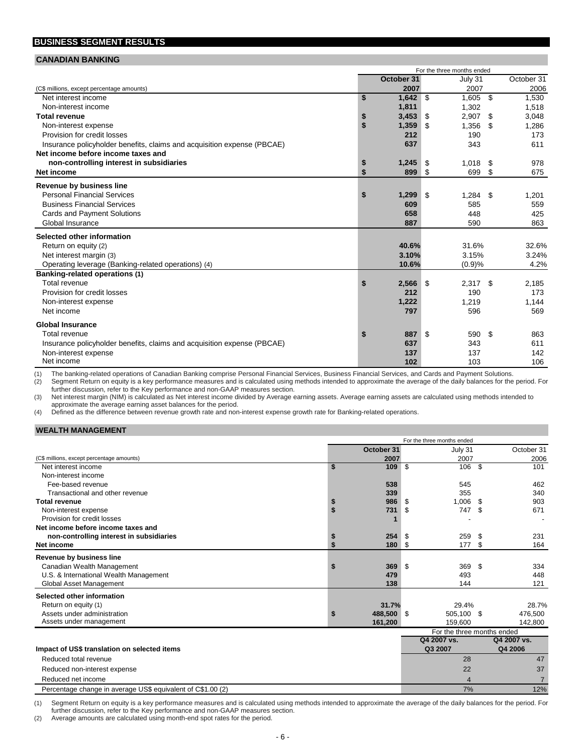## BUSINESS SEGMENT RESULTS

### CANADIAN BANKING

| (C$ millions, except percentage amounts) | For the three months ended October 31 2007 | July 31 2007 | October 31 2006 |
|---|---|---|---|
| Net interest income | $ 1,642 | $ 1,605 | $ 1,530 |
| Non-interest income | 1,811 | 1,302 | 1,518 |
| **Total revenue** | $ 3,453 | $ 2,907 | $ 3,048 |
| Non-interest expense | $ 1,359 | $ 1,356 | $ 1,286 |
| Provision for credit losses | 212 | 190 | 173 |
| Insurance policyholder benefits, claims and acquisition expense (PBCAE) | 637 | 343 | 611 |
| **Net income before income taxes and non-controlling interest in subsidiaries** | $ 1,245 | $ 1,018 | $ 978 |
| **Net income** | $ 899 | $ 699 | $ 675 |
| **Revenue by business line** | | | |
| Personal Financial Services | $ 1,299 | $ 1,284 | $ 1,201 |
| Business Financial Services | 609 | 585 | 559 |
| Cards and Payment Solutions | 658 | 448 | 425 |
| Global Insurance | 887 | 590 | 863 |
| **Selected other information** | | | |
| Return on equity (2) | 40.6% | 31.6% | 32.6% |
| Net interest margin (3) | 3.10% | 3.15% | 3.24% |
| Operating leverage (Banking-related operations) (4) | 10.6% | (0.9)% | 4.2% |
| **Banking-related operations (1)** | | | |
| Total revenue | $ 2,566 | $ 2,317 | $ 2,185 |
| Provision for credit losses | 212 | 190 | 173 |
| Non-interest expense | 1,222 | 1,219 | 1,144 |
| Net income | 797 | 596 | 569 |
| **Global Insurance** | | | |
| Total revenue | $ 887 | $ 590 | $ 863 |
| Insurance policyholder benefits, claims and acquisition expense (PBCAE) | 637 | 343 | 611 |
| Non-interest expense | 137 | 137 | 142 |
| Net income | 102 | 103 | 106 |

(1) The banking-related operations of Canadian Banking comprise Personal Financial Services, Business Financial Services, and Cards and Payment Solutions.
(2) Segment Return on equity is a key performance measures and is calculated using methods intended to approximate the average of the daily balances for the period. For further discussion, refer to the Key performance and non-GAAP measures section.
(3) Net interest margin (NIM) is calculated as Net interest income divided by Average earning assets. Average earning assets are calculated using methods intended to approximate the average earning asset balances for the period.
(4) Defined as the difference between revenue growth rate and non-interest expense growth rate for Banking-related operations.

### WEALTH MANAGEMENT

| (C$ millions, except percentage amounts) | For the three months ended October 31 2007 | July 31 2007 | October 31 2006 |
|---|---|---|---|
| Net interest income | $ 109 | $ 106 | $ 101 |
| Non-interest income | | | |
| Fee-based revenue | 538 | 545 | 462 |
| Transactional and other revenue | 339 | 355 | 340 |
| **Total revenue** | $ 986 | $ 1,006 | $ 903 |
| Non-interest expense | $ 731 | $ 747 | $ 671 |
| Provision for credit losses | 1 | - | - |
| **Net income before income taxes and non-controlling interest in subsidiaries** | $ 254 | $ 259 | $ 231 |
| **Net income** | $ 180 | $ 177 | $ 164 |
| **Revenue by business line** | | | |
| Canadian Wealth Management | $ 369 | $ 369 | $ 334 |
| U.S. & International Wealth Management | 479 | 493 | 448 |
| Global Asset Management | 138 | 144 | 121 |
| **Selected other information** | | | |
| Return on equity (1) | 31.7% | 29.4% | 28.7% |
| Assets under administration | $ 488,500 | $ 505,100 | $ 476,500 |
| Assets under management | 161,200 | 159,600 | 142,800 |

| **Impact of US$ translation on selected items** | For the three months ended Q4 2007 vs. Q3 2007 | Q4 2007 vs. Q4 2006 |
|---|---|---|
| Reduced total revenue | 28 | 47 |
| Reduced non-interest expense | 22 | 37 |
| Reduced net income | 4 | 7 |
| Percentage change in average US$ equivalent of C$1.00 (2) | 7% | 12% |

(1) Segment Return on equity is a key performance measures and is calculated using methods intended to approximate the average of the daily balances for the period. For further discussion, refer to the Key performance and non-GAAP measures section.
(2) Average amounts are calculated using month-end spot rates for the period.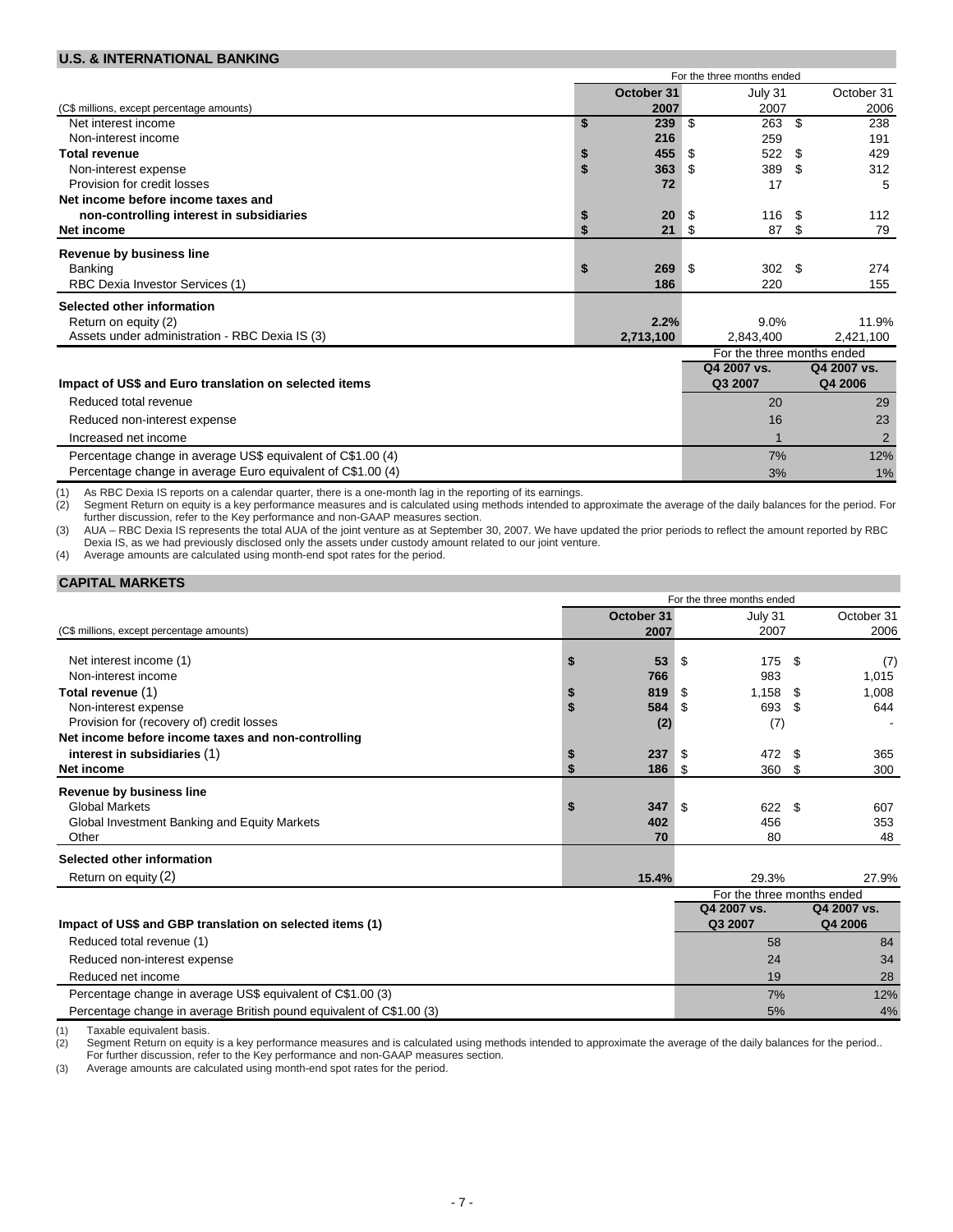## U.S. & INTERNATIONAL BANKING

| (C$ millions, except percentage amounts) | For the three months ended October 31 2007 | July 31 2007 | October 31 2006 |
|---|---|---|---|
| Net interest income | $ 239 | $ 263 | $ 238 |
| Non-interest income | 216 | 259 | 191 |
| **Total revenue** | $ 455 | $ 522 | $ 429 |
| Non-interest expense | $ 363 | $ 389 | $ 312 |
| Provision for credit losses | 72 | 17 | 5 |
| **Net income before income taxes and non-controlling interest in subsidiaries** | $ 20 | $ 116 | $ 112 |
| **Net income** | $ 21 | $ 87 | $ 79 |
| **Revenue by business line** | | | |
| Banking | $ 269 | $ 302 | $ 274 |
| RBC Dexia Investor Services (1) | 186 | 220 | 155 |
| **Selected other information** | | | |
| Return on equity (2) | 2.2% | 9.0% | 11.9% |
| Assets under administration - RBC Dexia IS (3) | 2,713,100 | 2,843,400 | 2,421,100 |

| **Impact of US$ and Euro translation on selected items** | For the three months ended Q4 2007 vs. Q3 2007 | Q4 2007 vs. Q4 2006 |
|---|---|---|
| Reduced total revenue | 20 | 29 |
| Reduced non-interest expense | 16 | 23 |
| Increased net income | 1 | 2 |
| Percentage change in average US$ equivalent of C$1.00 (4) | 7% | 12% |
| Percentage change in average Euro equivalent of C$1.00 (4) | 3% | 1% |

(1) As RBC Dexia IS reports on a calendar quarter, there is a one-month lag in the reporting of its earnings.
(2) Segment Return on equity is a key performance measures and is calculated using methods intended to approximate the average of the daily balances for the period. For further discussion, refer to the Key performance and non-GAAP measures section.
(3) AUA – RBC Dexia IS represents the total AUA of the joint venture as at September 30, 2007. We have updated the prior periods to reflect the amount reported by RBC Dexia IS, as we had previously disclosed only the assets under custody amount related to our joint venture.
(4) Average amounts are calculated using month-end spot rates for the period.

## CAPITAL MARKETS

| (C$ millions, except percentage amounts) | For the three months ended October 31 2007 | July 31 2007 | October 31 2006 |
|---|---|---|---|
| Net interest income (1) | $ 53 | $ 175 | $ (7) |
| Non-interest income | 766 | 983 | 1,015 |
| **Total revenue** (1) | $ 819 | $ 1,158 | $ 1,008 |
| Non-interest expense | $ 584 | $ 693 | $ 644 |
| Provision for (recovery of) credit losses | (2) | (7) | - |
| **Net income before income taxes and non-controlling interest in subsidiaries** (1) | $ 237 | $ 472 | $ 365 |
| **Net income** | $ 186 | $ 360 | $ 300 |
| **Revenue by business line** | | | |
| Global Markets | $ 347 | $ 622 | $ 607 |
| Global Investment Banking and Equity Markets | 402 | 456 | 353 |
| Other | 70 | 80 | 48 |
| **Selected other information** | | | |
| Return on equity (2) | 15.4% | 29.3% | 27.9% |

| **Impact of US$ and GBP translation on selected items (1)** | For the three months ended Q4 2007 vs. Q3 2007 | Q4 2007 vs. Q4 2006 |
|---|---|---|
| Reduced total revenue (1) | 58 | 84 |
| Reduced non-interest expense | 24 | 34 |
| Reduced net income | 19 | 28 |
| Percentage change in average US$ equivalent of C$1.00 (3) | 7% | 12% |
| Percentage change in average British pound equivalent of C$1.00 (3) | 5% | 4% |

(1) Taxable equivalent basis.
(2) Segment Return on equity is a key performance measures and is calculated using methods intended to approximate the average of the daily balances for the period.. For further discussion, refer to the Key performance and non-GAAP measures section.
(3) Average amounts are calculated using month-end spot rates for the period.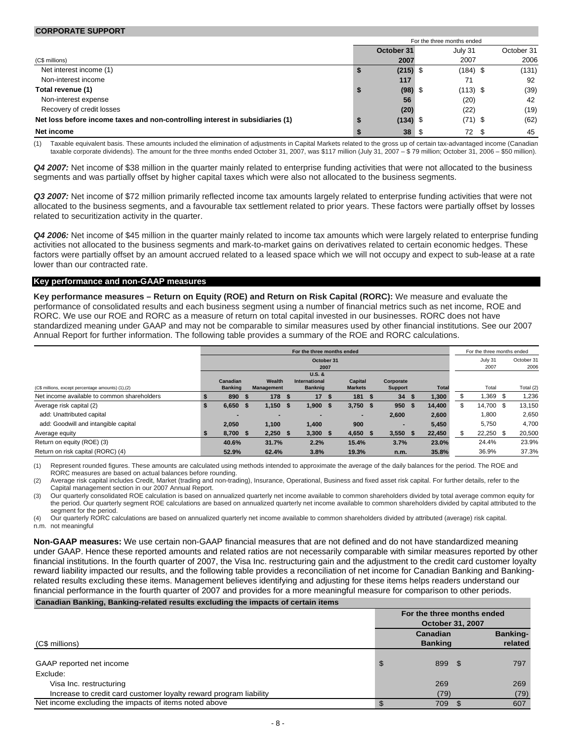## CORPORATE SUPPORT

| (C$ millions) | For the three months ended October 31 2007 | July 31 2007 | October 31 2006 |
|---|---|---|---|
| Net interest income (1) | $ (215) | $ (184) | $ (131) |
| Non-interest income | 117 | 71 | 92 |
| **Total revenue (1)** | $ (98) | $ (113) | $ (39) |
| Non-interest expense | 56 | (20) | 42 |
| Recovery of credit losses | (20) | (22) | (19) |
| **Net loss before income taxes and non-controlling interest in subsidiaries (1)** | $ (134) | $ (71) | $ (62) |
| **Net income** | $ 38 | $ 72 | $ 45 |

(1) Taxable equivalent basis. These amounts included the elimination of adjustments in Capital Markets related to the gross up of certain tax-advantaged income (Canadian taxable corporate dividends). The amount for the three months ended October 31, 2007, was $117 million (July 31, 2007 – $ 79 million; October 31, 2006 – $50 million).

***Q4 2007:*** Net income of $38 million in the quarter mainly related to enterprise funding activities that were not allocated to the business segments and was partially offset by higher capital taxes which were also not allocated to the business segments.

***Q3 2007:*** Net income of $72 million primarily reflected income tax amounts largely related to enterprise funding activities that were not allocated to the business segments, and a favourable tax settlement related to prior years. These factors were partially offset by losses related to securitization activity in the quarter.

***Q4 2006:*** Net income of $45 million in the quarter mainly related to income tax amounts which were largely related to enterprise funding activities not allocated to the business segments and mark-to-market gains on derivatives related to certain economic hedges. These factors were partially offset by an amount accrued related to a leased space which we will not occupy and expect to sub-lease at a rate lower than our contracted rate.

## Key performance and non-GAAP measures

**Key performance measures – Return on Equity (ROE) and Return on Risk Capital (RORC):** We measure and evaluate the performance of consolidated results and each business segment using a number of financial metrics such as net income, ROE and RORC. We use our ROE and RORC as a measure of return on total capital invested in our businesses. RORC does not have standardized meaning under GAAP and may not be comparable to similar measures used by other financial institutions. See our 2007 Annual Report for further information. The following table provides a summary of the ROE and RORC calculations.

| (C$ millions, except percentage amounts) (1),(2) | For the three months ended October 31 2007 Canadian Banking | Wealth Management | U.S. & International Banknig | Capital Markets | Corporate Support | Total | For the three months ended July 31 2007 Total | October 31 2006 Total (2) |
|---|---|---|---|---|---|---|---|---|
| Net income available to common shareholders | $ 890 | $ 178 | $ 17 | $ 181 | $ 34 | $ 1,300 | $ 1,369 | $ 1,236 |
| Average risk capital (2) | $ 6,650 | $ 1,150 | $ 1,900 | $ 3,750 | $ 950 | $ 14,400 | $ 14,700 | $ 13,150 |
| add: Unattributed capital | - | - | - | - | 2,600 | 2,600 | 1,800 | 2,650 |
| add: Goodwill and intangible capital | 2,050 | 1,100 | 1,400 | 900 | - | 5,450 | 5,750 | 4,700 |
| Average equity | $ 8,700 | $ 2,250 | $ 3,300 | $ 4,650 | $ 3,550 | $ 22,450 | $ 22,250 | $ 20,500 |
| Return on equity (ROE) (3) | 40.6% | 31.7% | 2.2% | 15.4% | 3.7% | 23.0% | 24.4% | 23.9% |
| Return on risk capital (RORC) (4) | 52.9% | 62.4% | 3.8% | 19.3% | n.m. | 35.8% | 36.9% | 37.3% |

(1) Represent rounded figures. These amounts are calculated using methods intended to approximate the average of the daily balances for the period. The ROE and RORC measures are based on actual balances before rounding.
(2) Average risk capital includes Credit, Market (trading and non-trading), Insurance, Operational, Business and fixed asset risk capital. For further details, refer to the Capital management section in our 2007 Annual Report.
(3) Our quarterly consolidated ROE calculation is based on annualized quarterly net income available to common shareholders divided by total average common equity for the period. Our quarterly segment ROE calculations are based on annualized quarterly net income available to common shareholders divided by capital attributed to the segment for the period.
(4) Our quarterly RORC calculations are based on annualized quarterly net income available to common shareholders divided by attributed (average) risk capital.
n.m. not meaningful

**Non-GAAP measures:** We use certain non-GAAP financial measures that are not defined and do not have standardized meaning under GAAP. Hence these reported amounts and related ratios are not necessarily comparable with similar measures reported by other financial institutions. In the fourth quarter of 2007, the Visa Inc. restructuring gain and the adjustment to the credit card customer loyalty reward liability impacted our results, and the following table provides a reconciliation of net income for Canadian Banking and Banking-related results excluding these items. Management believes identifying and adjusting for these items helps readers understand our financial performance in the fourth quarter of 2007 and provides for a more meaningful measure for comparison to other periods.

**Canadian Banking, Banking-related results excluding the impacts of certain items**

| (C$ millions) | For the three months ended October 31, 2007 Canadian Banking | Banking-related |
|---|---|---|
| GAAP reported net income | $ 899 | $ 797 |
| Exclude: | | |
| Visa Inc. restructuring | 269 | 269 |
| Increase to credit card customer loyalty reward program liability | (79) | (79) |
| Net income excluding the impacts of items noted above | $ 709 | $ 607 |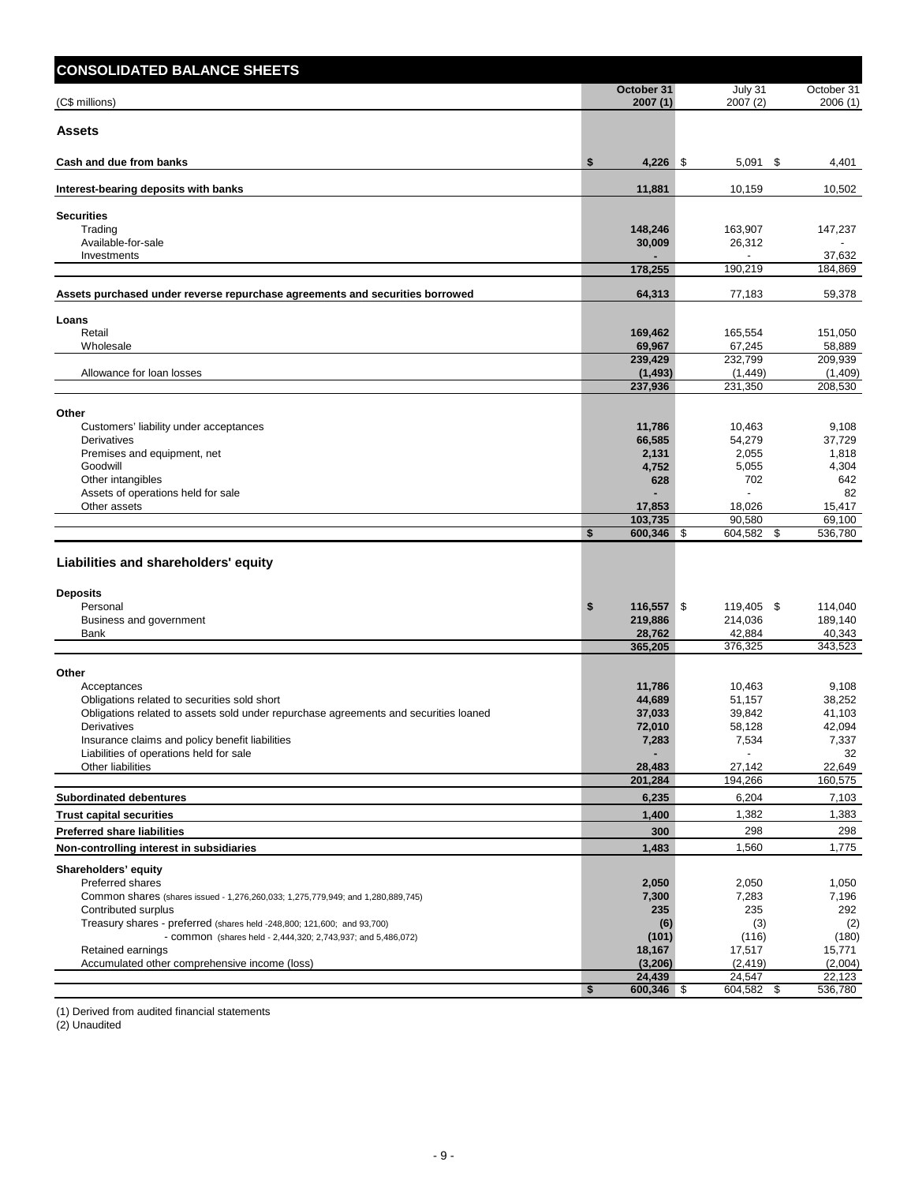## CONSOLIDATED BALANCE SHEETS

| (C$ millions) | October 31 2007 (1) | July 31 2007 (2) | October 31 2006 (1) |
|---|---|---|---|
| **Assets** | | | |
| **Cash and due from banks** | **$ 4,226** | $ 5,091 | $ 4,401 |
| **Interest-bearing deposits with banks** | **11,881** | 10,159 | 10,502 |
| **Securities** | | | |
| Trading | **148,246** | 163,907 | 147,237 |
| Available-for-sale | **30,009** | 26,312 | - |
| Investments | **-** | - | 37,632 |
| | **178,255** | 190,219 | 184,869 |
| **Assets purchased under reverse repurchase agreements and securities borrowed** | **64,313** | 77,183 | 59,378 |
| **Loans** | | | |
| Retail | **169,462** | 165,554 | 151,050 |
| Wholesale | **69,967** | 67,245 | 58,889 |
| | **239,429** | 232,799 | 209,939 |
| Allowance for loan losses | **(1,493)** | (1,449) | (1,409) |
| | **237,936** | 231,350 | 208,530 |
| **Other** | | | |
| Customers' liability under acceptances | **11,786** | 10,463 | 9,108 |
| Derivatives | **66,585** | 54,279 | 37,729 |
| Premises and equipment, net | **2,131** | 2,055 | 1,818 |
| Goodwill | **4,752** | 5,055 | 4,304 |
| Other intangibles | **628** | 702 | 642 |
| Assets of operations held for sale | **-** | - | 82 |
| Other assets | **17,853** | 18,026 | 15,417 |
| | **103,735** | 90,580 | 69,100 |
| | **$ 600,346** | $ 604,582 | $ 536,780 |
| **Liabilities and shareholders' equity** | | | |
| **Deposits** | | | |
| Personal | **$ 116,557** | $ 119,405 | $ 114,040 |
| Business and government | **219,886** | 214,036 | 189,140 |
| Bank | **28,762** | 42,884 | 40,343 |
| | **365,205** | 376,325 | 343,523 |
| **Other** | | | |
| Acceptances | **11,786** | 10,463 | 9,108 |
| Obligations related to securities sold short | **44,689** | 51,157 | 38,252 |
| Obligations related to assets sold under repurchase agreements and securities loaned | **37,033** | 39,842 | 41,103 |
| Derivatives | **72,010** | 58,128 | 42,094 |
| Insurance claims and policy benefit liabilities | **7,283** | 7,534 | 7,337 |
| Liabilities of operations held for sale | **-** | - | 32 |
| Other liabilities | **28,483** | 27,142 | 22,649 |
| | **201,284** | 194,266 | 160,575 |
| **Subordinated debentures** | **6,235** | 6,204 | 7,103 |
| **Trust capital securities** | **1,400** | 1,382 | 1,383 |
| **Preferred share liabilities** | **300** | 298 | 298 |
| **Non-controlling interest in subsidiaries** | **1,483** | 1,560 | 1,775 |
| **Shareholders' equity** | | | |
| Preferred shares | **2,050** | 2,050 | 1,050 |
| Common shares (shares issued - 1,276,260,033; 1,275,779,949; and 1,280,889,745) | **7,300** | 7,283 | 7,196 |
| Contributed surplus | **235** | 235 | 292 |
| Treasury shares - preferred (shares held -248,800; 121,600; and 93,700) | **(6)** | (3) | (2) |
| - common (shares held - 2,444,320; 2,743,937; and 5,486,072) | **(101)** | (116) | (180) |
| Retained earnings | **18,167** | 17,517 | 15,771 |
| Accumulated other comprehensive income (loss) | **(3,206)** | (2,419) | (2,004) |
| | **24,439** | 24,547 | 22,123 |
| | **$ 600,346** | $ 604,582 | $ 536,780 |

(1) Derived from audited financial statements

(2) Unaudited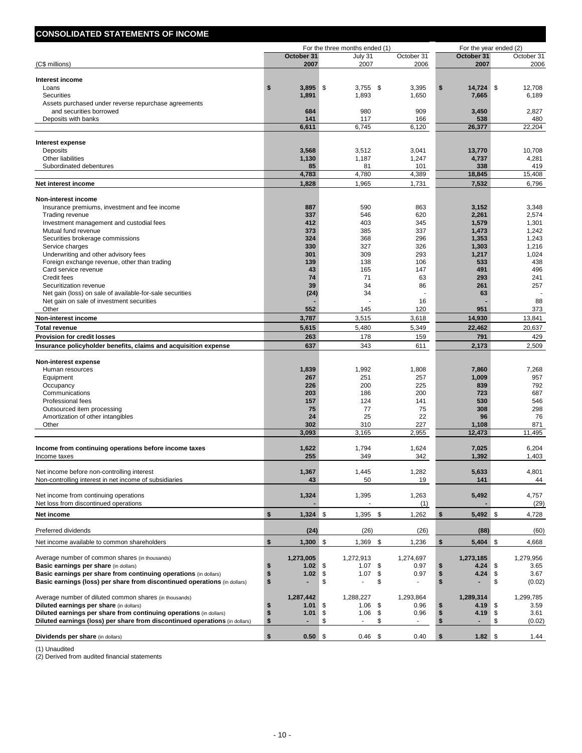## CONSOLIDATED STATEMENTS OF INCOME

| (C$ millions) | For the three months ended (1) | | | For the year ended (2) | |
|---|---|---|---|---|---|
| | October 31 2007 | July 31 2007 | October 31 2006 | October 31 2007 | October 31 2006 |
| **Interest income** | | | | | |
| Loans | $ 3,895 | $ 3,755 | $ 3,395 | $ 14,724 | $ 12,708 |
| Securities | 1,891 | 1,893 | 1,650 | 7,665 | 6,189 |
| Assets purchased under reverse repurchase agreements and securities borrowed | 684 | 980 | 909 | 3,450 | 2,827 |
| Deposits with banks | 141 | 117 | 166 | 538 | 480 |
| | 6,611 | 6,745 | 6,120 | 26,377 | 22,204 |
| **Interest expense** | | | | | |
| Deposits | 3,568 | 3,512 | 3,041 | 13,770 | 10,708 |
| Other liabilities | 1,130 | 1,187 | 1,247 | 4,737 | 4,281 |
| Subordinated debentures | 85 | 81 | 101 | 338 | 419 |
| | 4,783 | 4,780 | 4,389 | 18,845 | 15,408 |
| **Net interest income** | 1,828 | 1,965 | 1,731 | 7,532 | 6,796 |
| **Non-interest income** | | | | | |
| Insurance premiums, investment and fee income | 887 | 590 | 863 | 3,152 | 3,348 |
| Trading revenue | 337 | 546 | 620 | 2,261 | 2,574 |
| Investment management and custodial fees | 412 | 403 | 345 | 1,579 | 1,301 |
| Mutual fund revenue | 373 | 385 | 337 | 1,473 | 1,242 |
| Securities brokerage commissions | 324 | 368 | 296 | 1,353 | 1,243 |
| Service charges | 330 | 327 | 326 | 1,303 | 1,216 |
| Underwriting and other advisory fees | 301 | 309 | 293 | 1,217 | 1,024 |
| Foreign exchange revenue, other than trading | 139 | 138 | 106 | 533 | 438 |
| Card service revenue | 43 | 165 | 147 | 491 | 496 |
| Credit fees | 74 | 71 | 63 | 293 | 241 |
| Securitization revenue | 39 | 34 | 86 | 261 | 257 |
| Net gain (loss) on sale of available-for-sale securities | (24) | 34 | - | 63 | - |
| Net gain on sale of investment securities | - | - | 16 | - | 88 |
| Other | 552 | 145 | 120 | 951 | 373 |
| **Non-interest income** | 3,787 | 3,515 | 3,618 | 14,930 | 13,841 |
| **Total revenue** | 5,615 | 5,480 | 5,349 | 22,462 | 20,637 |
| **Provision for credit losses** | 263 | 178 | 159 | 791 | 429 |
| **Insurance policyholder benefits, claims and acquisition expense** | 637 | 343 | 611 | 2,173 | 2,509 |
| **Non-interest expense** | | | | | |
| Human resources | 1,839 | 1,992 | 1,808 | 7,860 | 7,268 |
| Equipment | 267 | 251 | 257 | 1,009 | 957 |
| Occupancy | 226 | 200 | 225 | 839 | 792 |
| Communications | 203 | 186 | 200 | 723 | 687 |
| Professional fees | 157 | 124 | 141 | 530 | 546 |
| Outsourced item processing | 75 | 77 | 75 | 308 | 298 |
| Amortization of other intangibles | 24 | 25 | 22 | 96 | 76 |
| Other | 302 | 310 | 227 | 1,108 | 871 |
| | 3,093 | 3,165 | 2,955 | 12,473 | 11,495 |
| **Income from continuing operations before income taxes** | 1,622 | 1,794 | 1,624 | 7,025 | 6,204 |
| Income taxes | 255 | 349 | 342 | 1,392 | 1,403 |
| Net income before non-controlling interest | 1,367 | 1,445 | 1,282 | 5,633 | 4,801 |
| Non-controlling interest in net income of subsidiaries | 43 | 50 | 19 | 141 | 44 |
| Net income from continuing operations | 1,324 | 1,395 | 1,263 | 5,492 | 4,757 |
| Net loss from discontinued operations | - | - | (1) | - | (29) |
| **Net income** | $ 1,324 | $ 1,395 | $ 1,262 | $ 5,492 | $ 4,728 |
| Preferred dividends | (24) | (26) | (26) | (88) | (60) |
| Net income available to common shareholders | $ 1,300 | $ 1,369 | $ 1,236 | $ 5,404 | $ 4,668 |
| Average number of common shares (in thousands) | 1,273,005 | 1,272,913 | 1,274,697 | 1,273,185 | 1,279,956 |
| **Basic earnings per share** (in dollars) | $ 1.02 | $ 1.07 | $ 0.97 | $ 4.24 | $ 3.65 |
| **Basic earnings per share from continuing operations** (in dollars) | $ 1.02 | $ 1.07 | $ 0.97 | $ 4.24 | $ 3.67 |
| **Basic earnings (loss) per share from discontinued operations** (in dollars) | $ - | $ - | $ - | $ - | $ (0.02) |
| Average number of diluted common shares (in thousands) | 1,287,442 | 1,288,227 | 1,293,864 | 1,289,314 | 1,299,785 |
| **Diluted earnings per share** (in dollars) | $ 1.01 | $ 1.06 | $ 0.96 | $ 4.19 | $ 3.59 |
| **Diluted earnings per share from continuing operations** (in dollars) | $ 1.01 | $ 1.06 | $ 0.96 | $ 4.19 | $ 3.61 |
| **Diluted earnings (loss) per share from discontinued operations** (in dollars) | $ - | $ - | $ - | $ - | $ (0.02) |
| **Dividends per share** (in dollars) | $ 0.50 | $ 0.46 | $ 0.40 | $ 1.82 | $ 1.44 |

(1) Unaudited
(2) Derived from audited financial statements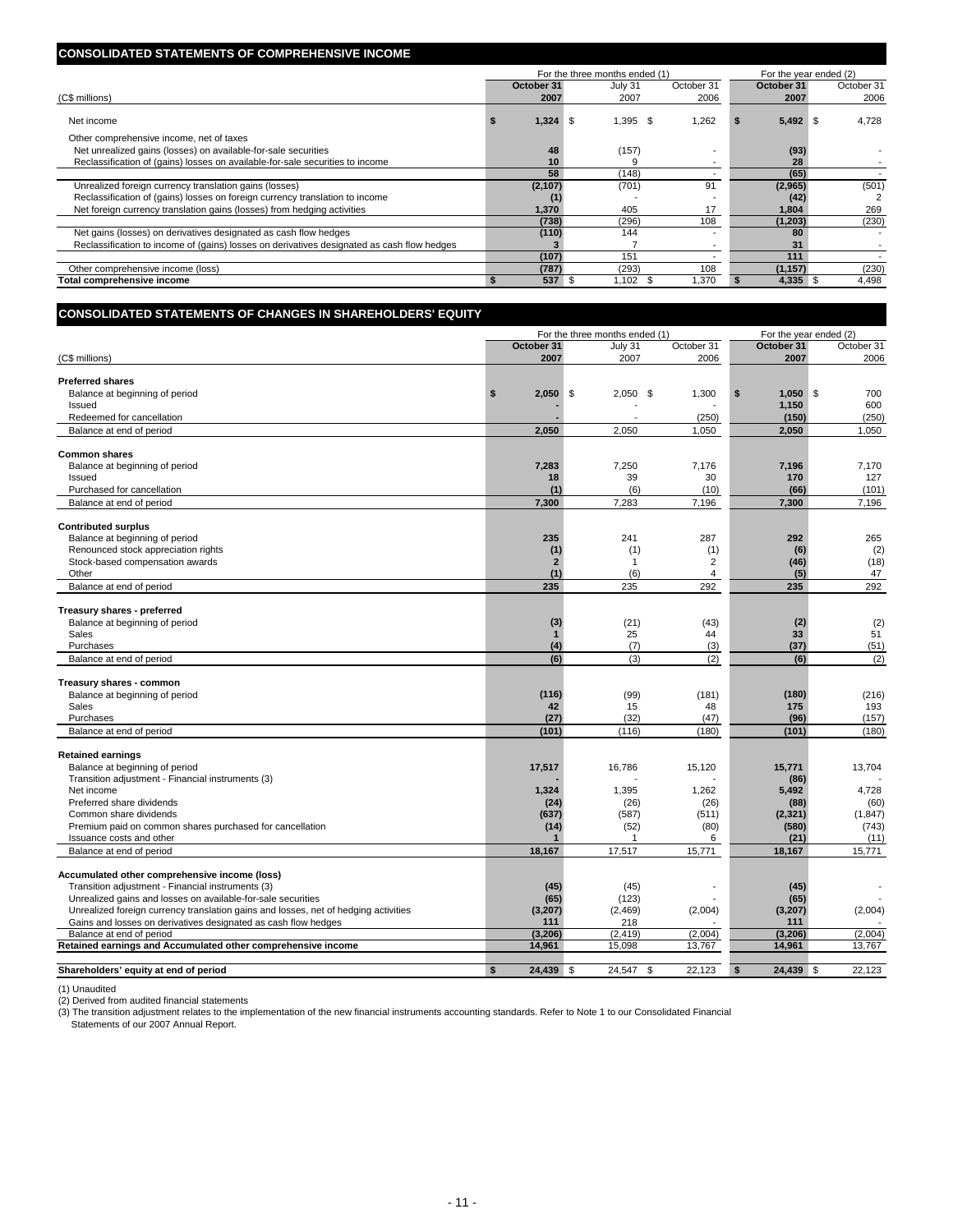## CONSOLIDATED STATEMENTS OF COMPREHENSIVE INCOME

| (C$ millions) | For the three months ended (1) October 31 2007 | July 31 2007 | October 31 2006 | For the year ended (2) October 31 2007 | October 31 2006 |
|---|---|---|---|---|---|
| Net income | $ 1,324 | $ 1,395 | $ 1,262 | $ 5,492 | $ 4,728 |
| Other comprehensive income, net of taxes | | | | | |
| Net unrealized gains (losses) on available-for-sale securities | 48 | (157) | - | (93) | - |
| Reclassification of (gains) losses on available-for-sale securities to income | 10 | 9 | - | 28 | - |
| | 58 | (148) | - | (65) | - |
| Unrealized foreign currency translation gains (losses) | (2,107) | (701) | 91 | (2,965) | (501) |
| Reclassification of (gains) losses on foreign currency translation to income | (1) | - | - | (42) | 2 |
| Net foreign currency translation gains (losses) from hedging activities | 1,370 | 405 | 17 | 1,804 | 269 |
| | (738) | (296) | 108 | (1,203) | (230) |
| Net gains (losses) on derivatives designated as cash flow hedges | (110) | 144 | - | 80 | - |
| Reclassification to income of (gains) losses on derivatives designated as cash flow hedges | 3 | 7 | - | 31 | - |
| | (107) | 151 | - | 111 | - |
| Other comprehensive income (loss) | (787) | (293) | 108 | (1,157) | (230) |
| **Total comprehensive income** | $ 537 | $ 1,102 | $ 1,370 | $ 4,335 | $ 4,498 |

## CONSOLIDATED STATEMENTS OF CHANGES IN SHAREHOLDERS' EQUITY

| (C$ millions) | For the three months ended (1) October 31 2007 | July 31 2007 | October 31 2006 | For the year ended (2) October 31 2007 | October 31 2006 |
|---|---|---|---|---|---|
| **Preferred shares** | | | | | |
| Balance at beginning of period | $ 2,050 | $ 2,050 | $ 1,300 | $ 1,050 | $ 700 |
| Issued | - | - | - | 1,150 | 600 |
| Redeemed for cancellation | - | - | (250) | (150) | (250) |
| Balance at end of period | 2,050 | 2,050 | 1,050 | 2,050 | 1,050 |
| **Common shares** | | | | | |
| Balance at beginning of period | 7,283 | 7,250 | 7,176 | 7,196 | 7,170 |
| Issued | 18 | 39 | 30 | 170 | 127 |
| Purchased for cancellation | (1) | (6) | (10) | (66) | (101) |
| Balance at end of period | 7,300 | 7,283 | 7,196 | 7,300 | 7,196 |
| **Contributed surplus** | | | | | |
| Balance at beginning of period | 235 | 241 | 287 | 292 | 265 |
| Renounced stock appreciation rights | (1) | (1) | (1) | (6) | (2) |
| Stock-based compensation awards | 2 | 1 | 2 | (46) | (18) |
| Other | (1) | (6) | 4 | (5) | 47 |
| Balance at end of period | 235 | 235 | 292 | 235 | 292 |
| **Treasury shares - preferred** | | | | | |
| Balance at beginning of period | (3) | (21) | (43) | (2) | (2) |
| Sales | 1 | 25 | 44 | 33 | 51 |
| Purchases | (4) | (7) | (3) | (37) | (51) |
| Balance at end of period | (6) | (3) | (2) | (6) | (2) |
| **Treasury shares - common** | | | | | |
| Balance at beginning of period | (116) | (99) | (181) | (180) | (216) |
| Sales | 42 | 15 | 48 | 175 | 193 |
| Purchases | (27) | (32) | (47) | (96) | (157) |
| Balance at end of period | (101) | (116) | (180) | (101) | (180) |
| **Retained earnings** | | | | | |
| Balance at beginning of period | 17,517 | 16,786 | 15,120 | 15,771 | 13,704 |
| Transition adjustment - Financial instruments (3) | - | - | - | (86) | - |
| Net income | 1,324 | 1,395 | 1,262 | 5,492 | 4,728 |
| Preferred share dividends | (24) | (26) | (26) | (88) | (60) |
| Common share dividends | (637) | (587) | (511) | (2,321) | (1,847) |
| Premium paid on common shares purchased for cancellation | (14) | (52) | (80) | (580) | (743) |
| Issuance costs and other | 1 | 1 | 6 | (21) | (11) |
| Balance at end of period | 18,167 | 17,517 | 15,771 | 18,167 | 15,771 |
| **Accumulated other comprehensive income (loss)** | | | | | |
| Transition adjustment - Financial instruments (3) | (45) | (45) | - | (45) | - |
| Unrealized gains and losses on available-for-sale securities | (65) | (123) | - | (65) | - |
| Unrealized foreign currency translation gains and losses, net of hedging activities | (3,207) | (2,469) | (2,004) | (3,207) | (2,004) |
| Gains and losses on derivatives designated as cash flow hedges | 111 | 218 | - | 111 | - |
| Balance at end of period | (3,206) | (2,419) | (2,004) | (3,206) | (2,004) |
| **Retained earnings and Accumulated other comprehensive income** | 14,961 | 15,098 | 13,767 | 14,961 | 13,767 |
| **Shareholders' equity at end of period** | $ 24,439 | $ 24,547 | $ 22,123 | $ 24,439 | $ 22,123 |

(1) Unaudited
(2) Derived from audited financial statements
(3) The transition adjustment relates to the implementation of the new financial instruments accounting standards. Refer to Note 1 to our Consolidated Financial Statements of our 2007 Annual Report.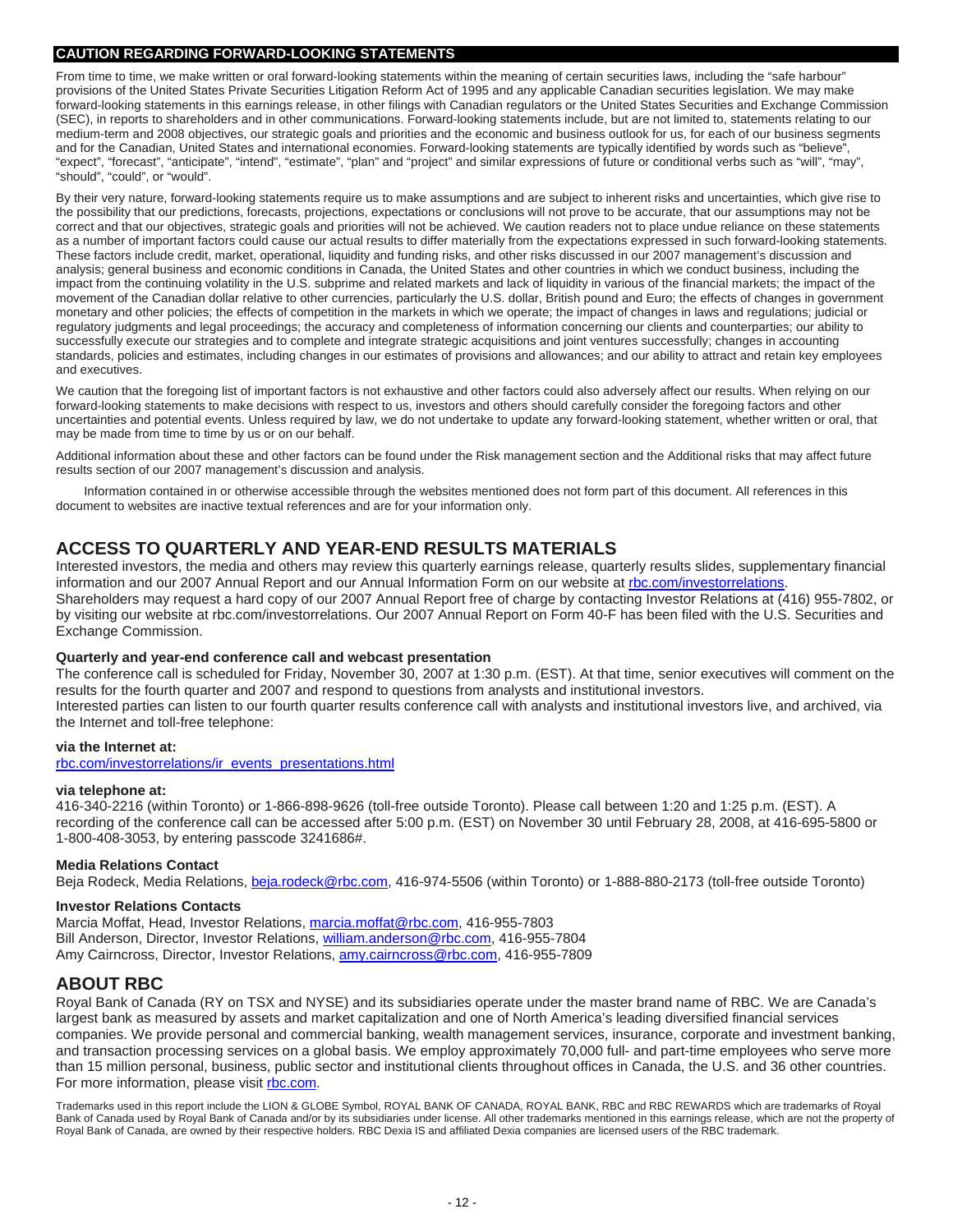## CAUTION REGARDING FORWARD-LOOKING STATEMENTS

From time to time, we make written or oral forward-looking statements within the meaning of certain securities laws, including the "safe harbour" provisions of the United States Private Securities Litigation Reform Act of 1995 and any applicable Canadian securities legislation. We may make forward-looking statements in this earnings release, in other filings with Canadian regulators or the United States Securities and Exchange Commission (SEC), in reports to shareholders and in other communications. Forward-looking statements include, but are not limited to, statements relating to our medium-term and 2008 objectives, our strategic goals and priorities and the economic and business outlook for us, for each of our business segments and for the Canadian, United States and international economies. Forward-looking statements are typically identified by words such as "believe", "expect", "forecast", "anticipate", "intend", "estimate", "plan" and "project" and similar expressions of future or conditional verbs such as "will", "may", "should", "could", or "would".

By their very nature, forward-looking statements require us to make assumptions and are subject to inherent risks and uncertainties, which give rise to the possibility that our predictions, forecasts, projections, expectations or conclusions will not prove to be accurate, that our assumptions may not be correct and that our objectives, strategic goals and priorities will not be achieved. We caution readers not to place undue reliance on these statements as a number of important factors could cause our actual results to differ materially from the expectations expressed in such forward-looking statements. These factors include credit, market, operational, liquidity and funding risks, and other risks discussed in our 2007 management's discussion and analysis; general business and economic conditions in Canada, the United States and other countries in which we conduct business, including the impact from the continuing volatility in the U.S. subprime and related markets and lack of liquidity in various of the financial markets; the impact of the movement of the Canadian dollar relative to other currencies, particularly the U.S. dollar, British pound and Euro; the effects of changes in government monetary and other policies; the effects of competition in the markets in which we operate; the impact of changes in laws and regulations; judicial or regulatory judgments and legal proceedings; the accuracy and completeness of information concerning our clients and counterparties; our ability to successfully execute our strategies and to complete and integrate strategic acquisitions and joint ventures successfully; changes in accounting standards, policies and estimates, including changes in our estimates of provisions and allowances; and our ability to attract and retain key employees and executives.

We caution that the foregoing list of important factors is not exhaustive and other factors could also adversely affect our results. When relying on our forward-looking statements to make decisions with respect to us, investors and others should carefully consider the foregoing factors and other uncertainties and potential events. Unless required by law, we do not undertake to update any forward-looking statement, whether written or oral, that may be made from time to time by us or on our behalf.

Additional information about these and other factors can be found under the Risk management section and the Additional risks that may affect future results section of our 2007 management's discussion and analysis.

Information contained in or otherwise accessible through the websites mentioned does not form part of this document. All references in this document to websites are inactive textual references and are for your information only.

## ACCESS TO QUARTERLY AND YEAR-END RESULTS MATERIALS

Interested investors, the media and others may review this quarterly earnings release, quarterly results slides, supplementary financial information and our 2007 Annual Report and our Annual Information Form on our website at rbc.com/investorrelations.
Shareholders may request a hard copy of our 2007 Annual Report free of charge by contacting Investor Relations at (416) 955-7802, or by visiting our website at rbc.com/investorrelations. Our 2007 Annual Report on Form 40-F has been filed with the U.S. Securities and Exchange Commission.

#### Quarterly and year-end conference call and webcast presentation

The conference call is scheduled for Friday, November 30, 2007 at 1:30 p.m. (EST). At that time, senior executives will comment on the results for the fourth quarter and 2007 and respond to questions from analysts and institutional investors.
Interested parties can listen to our fourth quarter results conference call with analysts and institutional investors live, and archived, via the Internet and toll-free telephone:

**via the Internet at:**
rbc.com/investorrelations/ir_events_presentations.html

**via telephone at:**
416-340-2216 (within Toronto) or 1-866-898-9626 (toll-free outside Toronto). Please call between 1:20 and 1:25 p.m. (EST). A recording of the conference call can be accessed after 5:00 p.m. (EST) on November 30 until February 28, 2008, at 416-695-5800 or 1-800-408-3053, by entering passcode 3241686#.

**Media Relations Contact**
Beja Rodeck, Media Relations, beja.rodeck@rbc.com, 416-974-5506 (within Toronto) or 1-888-880-2173 (toll-free outside Toronto)

**Investor Relations Contacts**
Marcia Moffat, Head, Investor Relations, marcia.moffat@rbc.com, 416-955-7803
Bill Anderson, Director, Investor Relations, william.anderson@rbc.com, 416-955-7804
Amy Cairncross, Director, Investor Relations, amy.cairncross@rbc.com, 416-955-7809

## ABOUT RBC

Royal Bank of Canada (RY on TSX and NYSE) and its subsidiaries operate under the master brand name of RBC. We are Canada's largest bank as measured by assets and market capitalization and one of North America's leading diversified financial services companies. We provide personal and commercial banking, wealth management services, insurance, corporate and investment banking, and transaction processing services on a global basis. We employ approximately 70,000 full- and part-time employees who serve more than 15 million personal, business, public sector and institutional clients throughout offices in Canada, the U.S. and 36 other countries. For more information, please visit rbc.com.

Trademarks used in this report include the LION & GLOBE Symbol, ROYAL BANK OF CANADA, ROYAL BANK, RBC and RBC REWARDS which are trademarks of Royal Bank of Canada used by Royal Bank of Canada and/or by its subsidiaries under license. All other trademarks mentioned in this earnings release, which are not the property of Royal Bank of Canada, are owned by their respective holders. RBC Dexia IS and affiliated Dexia companies are licensed users of the RBC trademark.